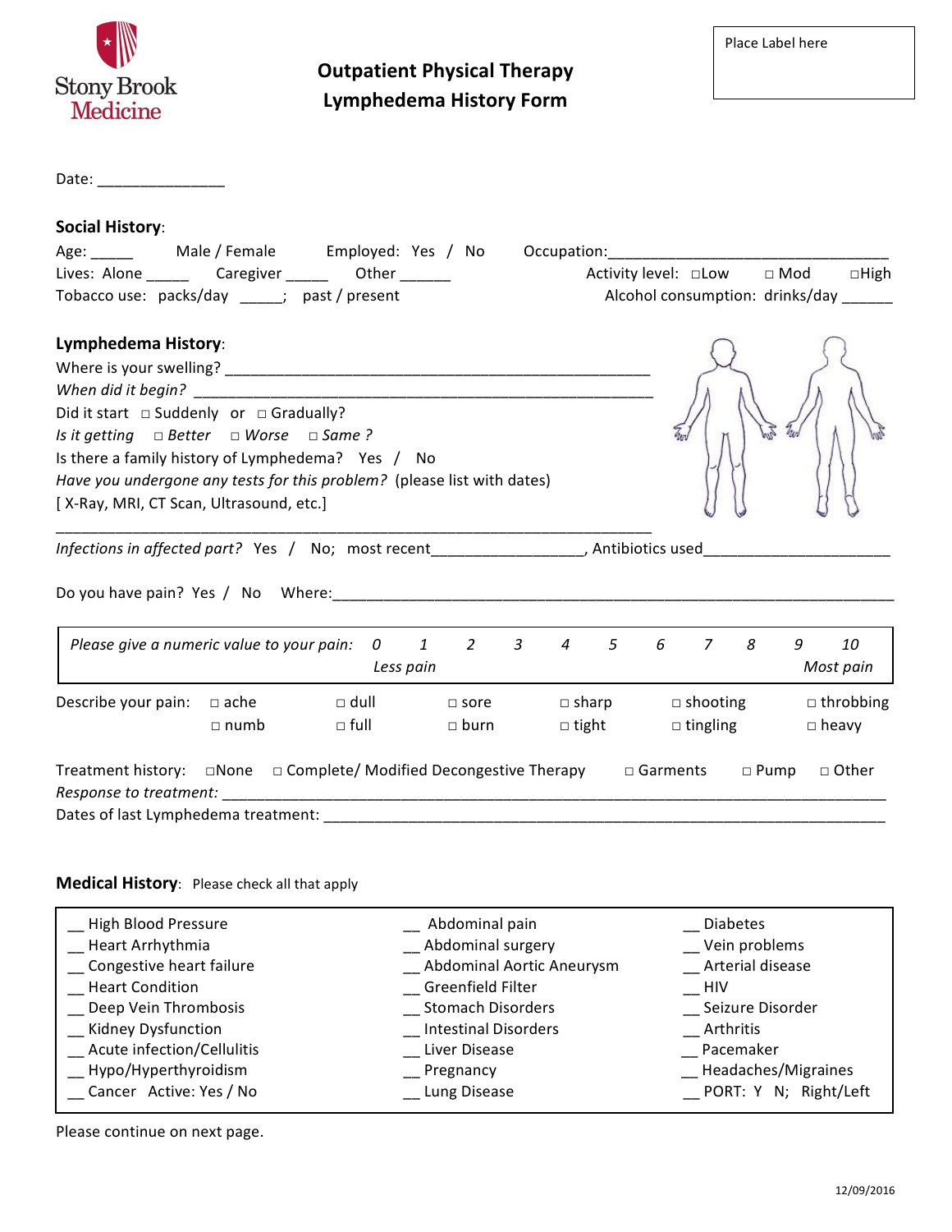Stony Brook Medicine

# Outpatient Physical Therapy
# Lymphedema History Form

Place Label here

Date: _______________

## Social History:

Age: _____ Male / Female Employed: Yes / No Occupation:_________________________________

Lives: Alone _____ Caregiver _____ Other ______ Activity level: □Low □ Mod □High

Tobacco use: packs/day _____; past / present Alcohol consumption: drinks/day ______

## Lymphedema History:

Where is your swelling? ___________________________________________________

*When did it begin?* ______________________________________________________

Did it start □ Suddenly or □ Gradually?

*Is it getting □ Better □ Worse □ Same ?*

Is there a family history of Lymphedema? Yes / No

*Have you undergone any tests for this problem?* (please list with dates)

[ X-Ray, MRI, CT Scan, Ultrasound, etc.]

_________________________________________________________________________

*Infections in affected part?* Yes / No; most recent_________________, Antibiotics used_____________________

Do you have pain? Yes / No Where:_____________________________________________________________________

| *Please give a numeric value to your pain:* | 0 | 1 | 2 | 3 | 4 | 5 | 6 | 7 | 8 | 9 | 10 |
|---|---|---|---|---|---|---|---|---|---|---|---|
| | *Less pain* | | | | | | | | | | *Most pain* |

Describe your pain: □ ache □ dull □ sore □ sharp □ shooting □ throbbing
□ numb □ full □ burn □ tight □ tingling □ heavy

Treatment history: □None □ Complete/ Modified Decongestive Therapy □ Garments □ Pump □ Other

*Response to treatment:* _____________________________________________________________________________

Dates of last Lymphedema treatment: __________________________________________________________________

## Medical History: Please check all that apply

| | | |
|---|---|---|
| __ High Blood Pressure | __ Abdominal pain | __ Diabetes |
| __ Heart Arrhythmia | __ Abdominal surgery | __ Vein problems |
| __ Congestive heart failure | __ Abdominal Aortic Aneurysm | __ Arterial disease |
| __ Heart Condition | __ Greenfield Filter | __ HIV |
| __ Deep Vein Thrombosis | __ Stomach Disorders | __ Seizure Disorder |
| __ Kidney Dysfunction | __ Intestinal Disorders | __ Arthritis |
| __ Acute infection/Cellulitis | __ Liver Disease | __ Pacemaker |
| __ Hypo/Hyperthyroidism | __ Pregnancy | __ Headaches/Migraines |
| __ Cancer Active: Yes / No | __ Lung Disease | __ PORT: Y N; Right/Left |

Please continue on next page.

12/09/2016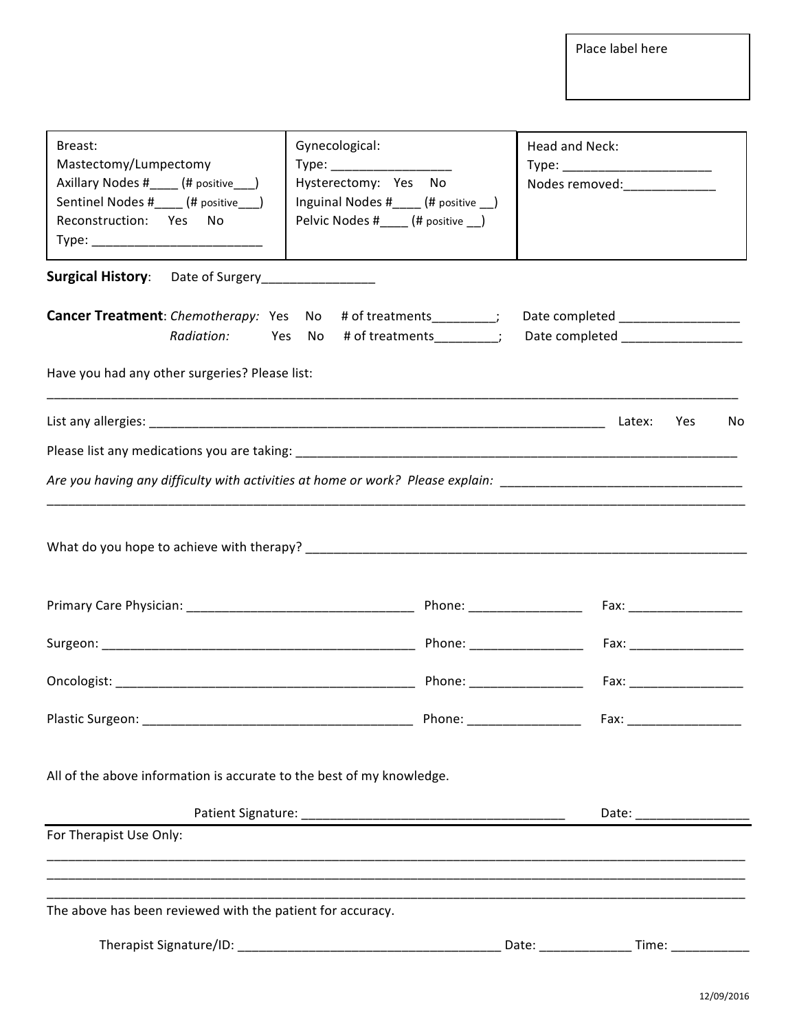Place label here

| Breast: | Gynecological: | Head and Neck: |
|---|---|---|
| Mastectomy/Lumpectomy<br>Axillary Nodes #____ (# positive___)<br>Sentinel Nodes #____ (# positive___)<br>Reconstruction: Yes No<br>Type: ________________________ | Type: _________________<br>Hysterectomy: Yes No<br>Inguinal Nodes #____ (# positive __)<br>Pelvic Nodes #____ (# positive __) | Type: _____________________<br>Nodes removed:_____________ |

**Surgical History**: Date of Surgery________________

**Cancer Treatment**: *Chemotherapy:* Yes No # of treatments_________; Date completed _________________
*Radiation:* Yes No # of treatments_________; Date completed _________________

Have you had any other surgeries? Please list:

_____________________________________________________________________________________________

List any allergies: ____________________________________________________________ Latex: Yes No

Please list any medications you are taking: _____________________________________________________________

*Are you having any difficulty with activities at home or work? Please explain:* _________________________________
_____________________________________________________________________________________________

What do you hope to achieve with therapy? _______________________________________________________________

Primary Care Physician: ________________________________ Phone: ________________ Fax: ________________

Surgeon: ____________________________________________ Phone: ________________ Fax: ________________

Oncologist: __________________________________________ Phone: ________________ Fax: ________________

Plastic Surgeon: ______________________________________ Phone: ________________ Fax: ________________

All of the above information is accurate to the best of my knowledge.

Patient Signature: _____________________________________ Date: ________________

For Therapist Use Only:

_____________________________________________________________________________________________
_____________________________________________________________________________________________
_____________________________________________________________________________________________

The above has been reviewed with the patient for accuracy.

Therapist Signature/ID: _____________________________________ Date: _____________ Time: ___________

12/09/2016